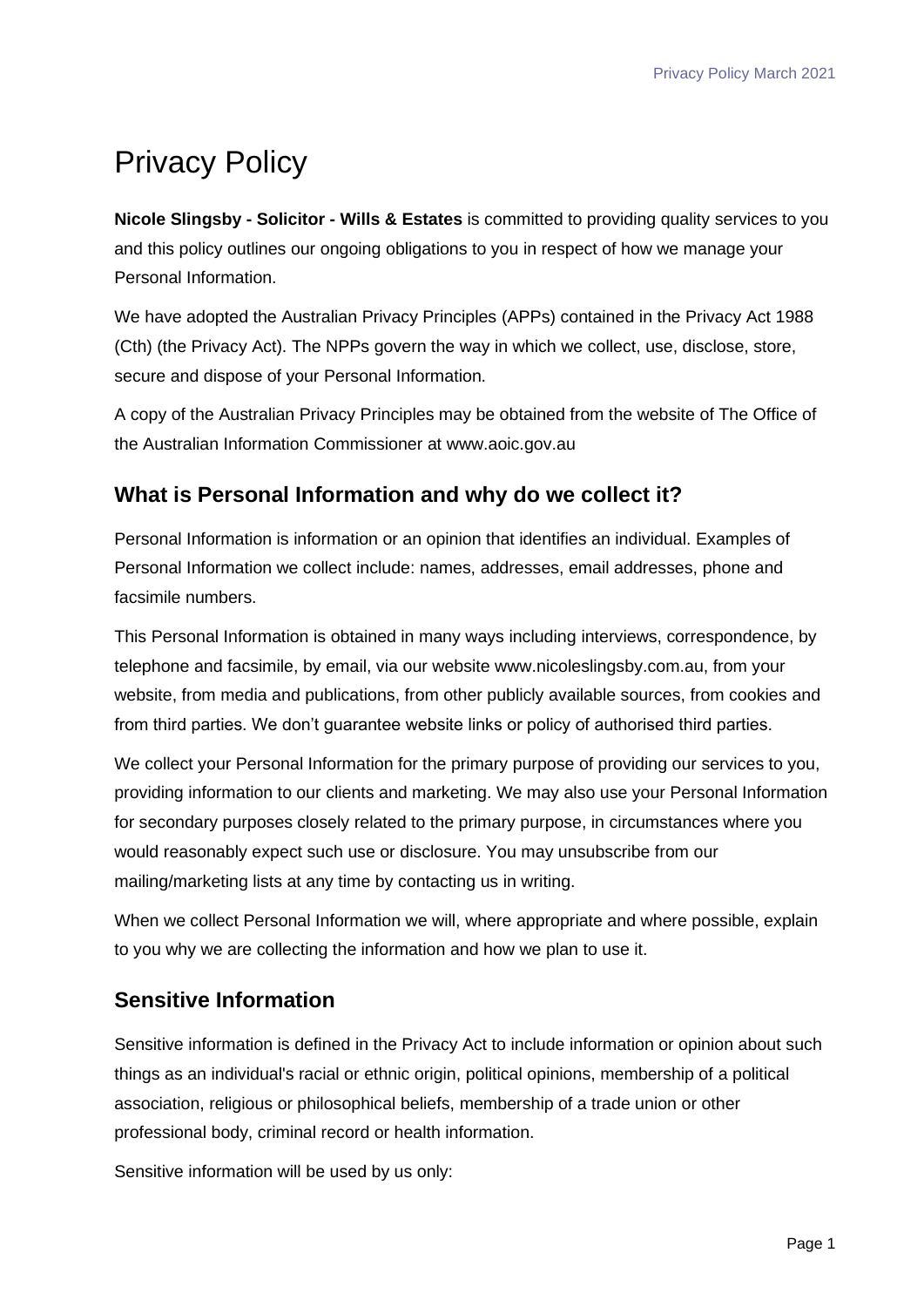# Privacy Policy

**Nicole Slingsby - Solicitor - Wills & Estates** is committed to providing quality services to you and this policy outlines our ongoing obligations to you in respect of how we manage your Personal Information.

We have adopted the Australian Privacy Principles (APPs) contained in the Privacy Act 1988 (Cth) (the Privacy Act). The NPPs govern the way in which we collect, use, disclose, store, secure and dispose of your Personal Information.

A copy of the Australian Privacy Principles may be obtained from the website of The Office of the Australian Information Commissioner at www.aoic.gov.au

## What is Personal Information and why do we collect it?

Personal Information is information or an opinion that identifies an individual. Examples of Personal Information we collect include: names, addresses, email addresses, phone and facsimile numbers.

This Personal Information is obtained in many ways including interviews, correspondence, by telephone and facsimile, by email, via our website www.nicoleslingsby.com.au, from your website, from media and publications, from other publicly available sources, from cookies and from third parties. We don't guarantee website links or policy of authorised third parties.

We collect your Personal Information for the primary purpose of providing our services to you, providing information to our clients and marketing. We may also use your Personal Information for secondary purposes closely related to the primary purpose, in circumstances where you would reasonably expect such use or disclosure. You may unsubscribe from our mailing/marketing lists at any time by contacting us in writing.

When we collect Personal Information we will, where appropriate and where possible, explain to you why we are collecting the information and how we plan to use it.

## Sensitive Information

Sensitive information is defined in the Privacy Act to include information or opinion about such things as an individual's racial or ethnic origin, political opinions, membership of a political association, religious or philosophical beliefs, membership of a trade union or other professional body, criminal record or health information.

Sensitive information will be used by us only: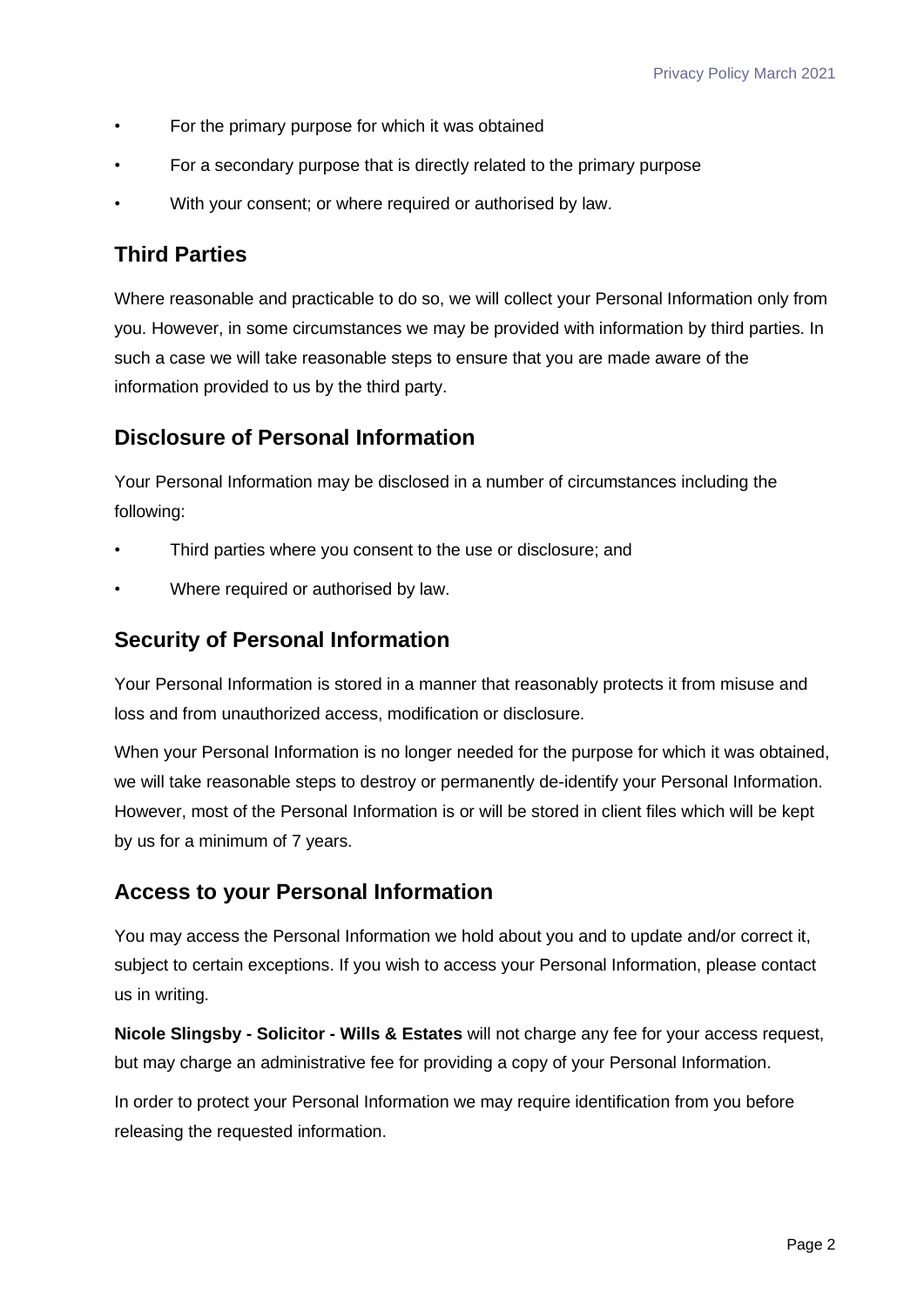- For the primary purpose for which it was obtained
- For a secondary purpose that is directly related to the primary purpose
- With your consent; or where required or authorised by law.

## Third Parties

Where reasonable and practicable to do so, we will collect your Personal Information only from you. However, in some circumstances we may be provided with information by third parties. In such a case we will take reasonable steps to ensure that you are made aware of the information provided to us by the third party.

## Disclosure of Personal Information

Your Personal Information may be disclosed in a number of circumstances including the following:

- Third parties where you consent to the use or disclosure; and
- Where required or authorised by law.

## Security of Personal Information

Your Personal Information is stored in a manner that reasonably protects it from misuse and loss and from unauthorized access, modification or disclosure.

When your Personal Information is no longer needed for the purpose for which it was obtained, we will take reasonable steps to destroy or permanently de-identify your Personal Information. However, most of the Personal Information is or will be stored in client files which will be kept by us for a minimum of 7 years.

## Access to your Personal Information

You may access the Personal Information we hold about you and to update and/or correct it, subject to certain exceptions. If you wish to access your Personal Information, please contact us in writing.

**Nicole Slingsby - Solicitor - Wills & Estates** will not charge any fee for your access request, but may charge an administrative fee for providing a copy of your Personal Information.

In order to protect your Personal Information we may require identification from you before releasing the requested information.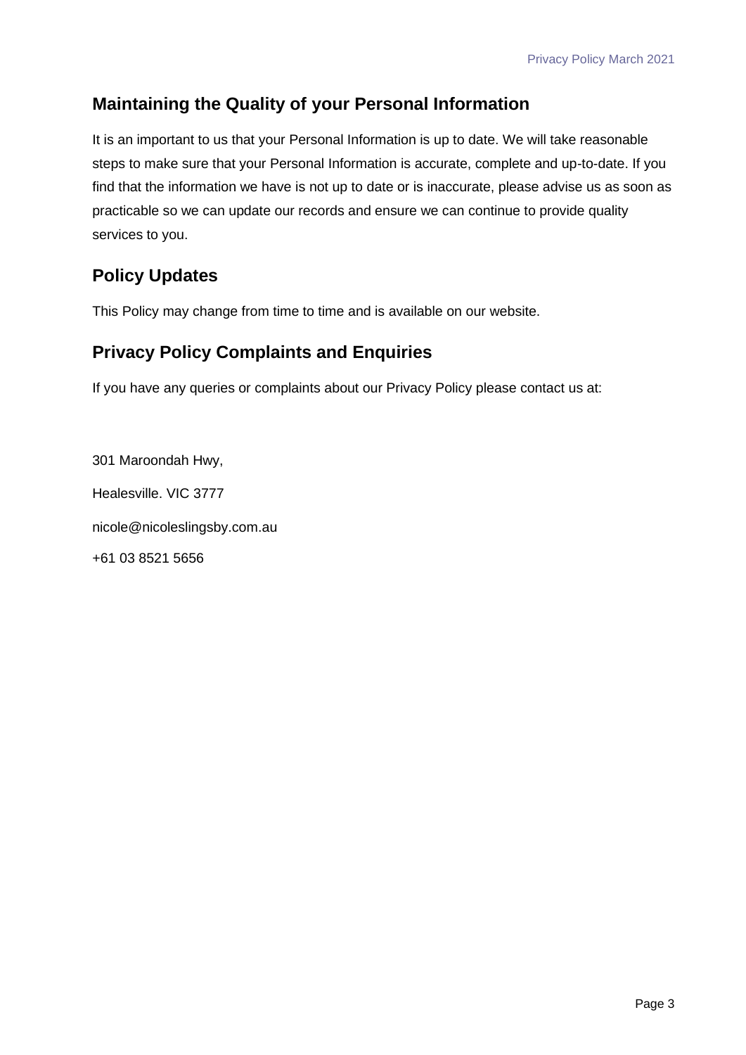## Maintaining the Quality of your Personal Information

It is an important to us that your Personal Information is up to date. We will take reasonable steps to make sure that your Personal Information is accurate, complete and up-to-date. If you find that the information we have is not up to date or is inaccurate, please advise us as soon as practicable so we can update our records and ensure we can continue to provide quality services to you.

## Policy Updates

This Policy may change from time to time and is available on our website.

## Privacy Policy Complaints and Enquiries

If you have any queries or complaints about our Privacy Policy please contact us at:

301 Maroondah Hwy,

Healesville. VIC 3777

nicole@nicoleslingsby.com.au

+61 03 8521 5656